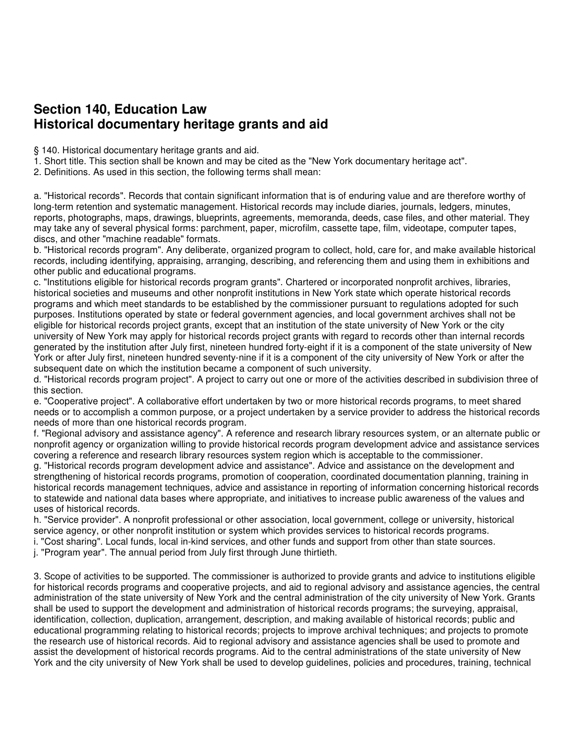# Section 140, Education Law
# Historical documentary heritage grants and aid

§ 140. Historical documentary heritage grants and aid.
1. Short title. This section shall be known and may be cited as the "New York documentary heritage act".
2. Definitions. As used in this section, the following terms shall mean:

a. "Historical records". Records that contain significant information that is of enduring value and are therefore worthy of long-term retention and systematic management. Historical records may include diaries, journals, ledgers, minutes, reports, photographs, maps, drawings, blueprints, agreements, memoranda, deeds, case files, and other material. They may take any of several physical forms: parchment, paper, microfilm, cassette tape, film, videotape, computer tapes, discs, and other "machine readable" formats.
b. "Historical records program". Any deliberate, organized program to collect, hold, care for, and make available historical records, including identifying, appraising, arranging, describing, and referencing them and using them in exhibitions and other public and educational programs.
c. "Institutions eligible for historical records program grants". Chartered or incorporated nonprofit archives, libraries, historical societies and museums and other nonprofit institutions in New York state which operate historical records programs and which meet standards to be established by the commissioner pursuant to regulations adopted for such purposes. Institutions operated by state or federal government agencies, and local government archives shall not be eligible for historical records project grants, except that an institution of the state university of New York or the city university of New York may apply for historical records project grants with regard to records other than internal records generated by the institution after July first, nineteen hundred forty-eight if it is a component of the state university of New York or after July first, nineteen hundred seventy-nine if it is a component of the city university of New York or after the subsequent date on which the institution became a component of such university.
d. "Historical records program project". A project to carry out one or more of the activities described in subdivision three of this section.
e. "Cooperative project". A collaborative effort undertaken by two or more historical records programs, to meet shared needs or to accomplish a common purpose, or a project undertaken by a service provider to address the historical records needs of more than one historical records program.
f. "Regional advisory and assistance agency". A reference and research library resources system, or an alternate public or nonprofit agency or organization willing to provide historical records program development advice and assistance services covering a reference and research library resources system region which is acceptable to the commissioner.
g. "Historical records program development advice and assistance". Advice and assistance on the development and strengthening of historical records programs, promotion of cooperation, coordinated documentation planning, training in historical records management techniques, advice and assistance in reporting of information concerning historical records to statewide and national data bases where appropriate, and initiatives to increase public awareness of the values and uses of historical records.
h. "Service provider". A nonprofit professional or other association, local government, college or university, historical service agency, or other nonprofit institution or system which provides services to historical records programs.
i. "Cost sharing". Local funds, local in-kind services, and other funds and support from other than state sources.
j. "Program year". The annual period from July first through June thirtieth.

3. Scope of activities to be supported. The commissioner is authorized to provide grants and advice to institutions eligible for historical records programs and cooperative projects, and aid to regional advisory and assistance agencies, the central administration of the state university of New York and the central administration of the city university of New York. Grants shall be used to support the development and administration of historical records programs; the surveying, appraisal, identification, collection, duplication, arrangement, description, and making available of historical records; public and educational programming relating to historical records; projects to improve archival techniques; and projects to promote the research use of historical records. Aid to regional advisory and assistance agencies shall be used to promote and assist the development of historical records programs. Aid to the central administrations of the state university of New York and the city university of New York shall be used to develop guidelines, policies and procedures, training, technical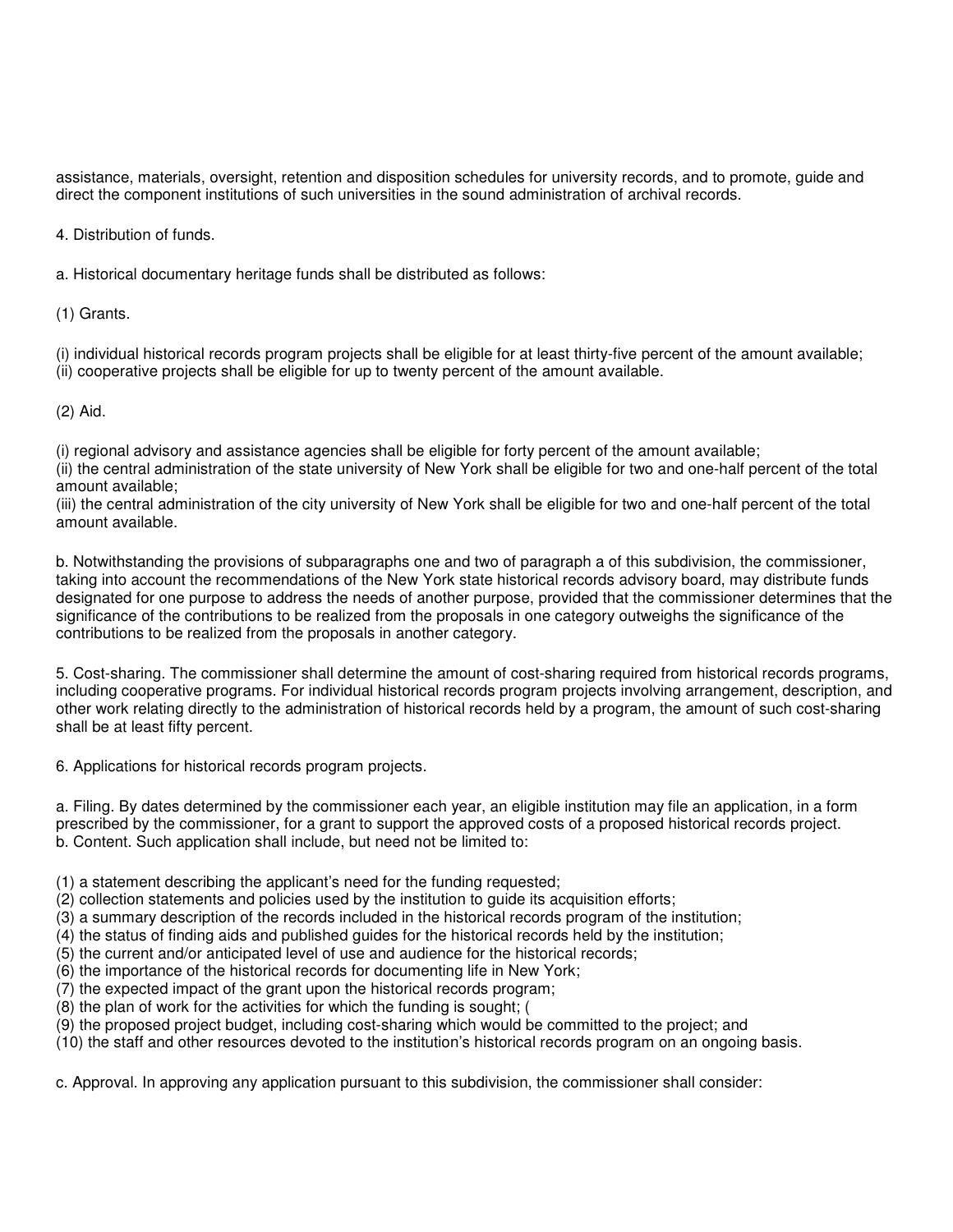assistance, materials, oversight, retention and disposition schedules for university records, and to promote, guide and direct the component institutions of such universities in the sound administration of archival records.

4. Distribution of funds.

a. Historical documentary heritage funds shall be distributed as follows:

(1) Grants.

(i) individual historical records program projects shall be eligible for at least thirty-five percent of the amount available;
(ii) cooperative projects shall be eligible for up to twenty percent of the amount available.

(2) Aid.

(i) regional advisory and assistance agencies shall be eligible for forty percent of the amount available;
(ii) the central administration of the state university of New York shall be eligible for two and one-half percent of the total amount available;
(iii) the central administration of the city university of New York shall be eligible for two and one-half percent of the total amount available.

b. Notwithstanding the provisions of subparagraphs one and two of paragraph a of this subdivision, the commissioner, taking into account the recommendations of the New York state historical records advisory board, may distribute funds designated for one purpose to address the needs of another purpose, provided that the commissioner determines that the significance of the contributions to be realized from the proposals in one category outweighs the significance of the contributions to be realized from the proposals in another category.

5. Cost-sharing. The commissioner shall determine the amount of cost-sharing required from historical records programs, including cooperative programs. For individual historical records program projects involving arrangement, description, and other work relating directly to the administration of historical records held by a program, the amount of such cost-sharing shall be at least fifty percent.

6. Applications for historical records program projects.

a. Filing. By dates determined by the commissioner each year, an eligible institution may file an application, in a form prescribed by the commissioner, for a grant to support the approved costs of a proposed historical records project.
b. Content. Such application shall include, but need not be limited to:

(1) a statement describing the applicant's need for the funding requested;
(2) collection statements and policies used by the institution to guide its acquisition efforts;
(3) a summary description of the records included in the historical records program of the institution;
(4) the status of finding aids and published guides for the historical records held by the institution;
(5) the current and/or anticipated level of use and audience for the historical records;
(6) the importance of the historical records for documenting life in New York;
(7) the expected impact of the grant upon the historical records program;
(8) the plan of work for the activities for which the funding is sought; (
(9) the proposed project budget, including cost-sharing which would be committed to the project; and
(10) the staff and other resources devoted to the institution's historical records program on an ongoing basis.

c. Approval. In approving any application pursuant to this subdivision, the commissioner shall consider: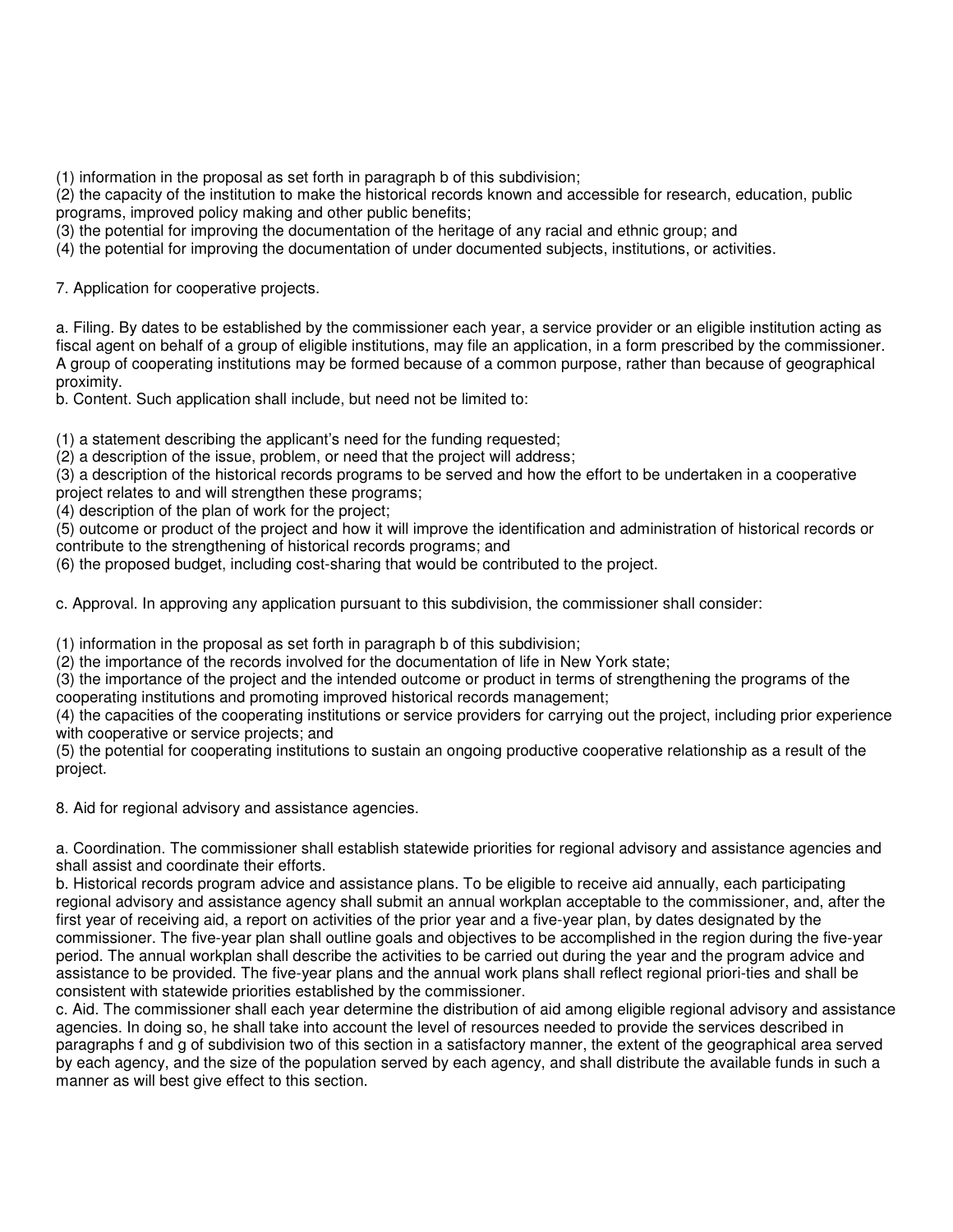(1) information in the proposal as set forth in paragraph b of this subdivision;
(2) the capacity of the institution to make the historical records known and accessible for research, education, public programs, improved policy making and other public benefits;
(3) the potential for improving the documentation of the heritage of any racial and ethnic group; and
(4) the potential for improving the documentation of under documented subjects, institutions, or activities.

7. Application for cooperative projects.

a. Filing. By dates to be established by the commissioner each year, a service provider or an eligible institution acting as fiscal agent on behalf of a group of eligible institutions, may file an application, in a form prescribed by the commissioner. A group of cooperating institutions may be formed because of a common purpose, rather than because of geographical proximity.
b. Content. Such application shall include, but need not be limited to:

(1) a statement describing the applicant's need for the funding requested;
(2) a description of the issue, problem, or need that the project will address;
(3) a description of the historical records programs to be served and how the effort to be undertaken in a cooperative project relates to and will strengthen these programs;
(4) description of the plan of work for the project;
(5) outcome or product of the project and how it will improve the identification and administration of historical records or contribute to the strengthening of historical records programs; and
(6) the proposed budget, including cost-sharing that would be contributed to the project.

c. Approval. In approving any application pursuant to this subdivision, the commissioner shall consider:

(1) information in the proposal as set forth in paragraph b of this subdivision;
(2) the importance of the records involved for the documentation of life in New York state;
(3) the importance of the project and the intended outcome or product in terms of strengthening the programs of the cooperating institutions and promoting improved historical records management;
(4) the capacities of the cooperating institutions or service providers for carrying out the project, including prior experience with cooperative or service projects; and
(5) the potential for cooperating institutions to sustain an ongoing productive cooperative relationship as a result of the project.

8. Aid for regional advisory and assistance agencies.

a. Coordination. The commissioner shall establish statewide priorities for regional advisory and assistance agencies and shall assist and coordinate their efforts.
b. Historical records program advice and assistance plans. To be eligible to receive aid annually, each participating regional advisory and assistance agency shall submit an annual workplan acceptable to the commissioner, and, after the first year of receiving aid, a report on activities of the prior year and a five-year plan, by dates designated by the commissioner. The five-year plan shall outline goals and objectives to be accomplished in the region during the five-year period. The annual workplan shall describe the activities to be carried out during the year and the program advice and assistance to be provided. The five-year plans and the annual work plans shall reflect regional priori-ties and shall be consistent with statewide priorities established by the commissioner.
c. Aid. The commissioner shall each year determine the distribution of aid among eligible regional advisory and assistance agencies. In doing so, he shall take into account the level of resources needed to provide the services described in paragraphs f and g of subdivision two of this section in a satisfactory manner, the extent of the geographical area served by each agency, and the size of the population served by each agency, and shall distribute the available funds in such a manner as will best give effect to this section.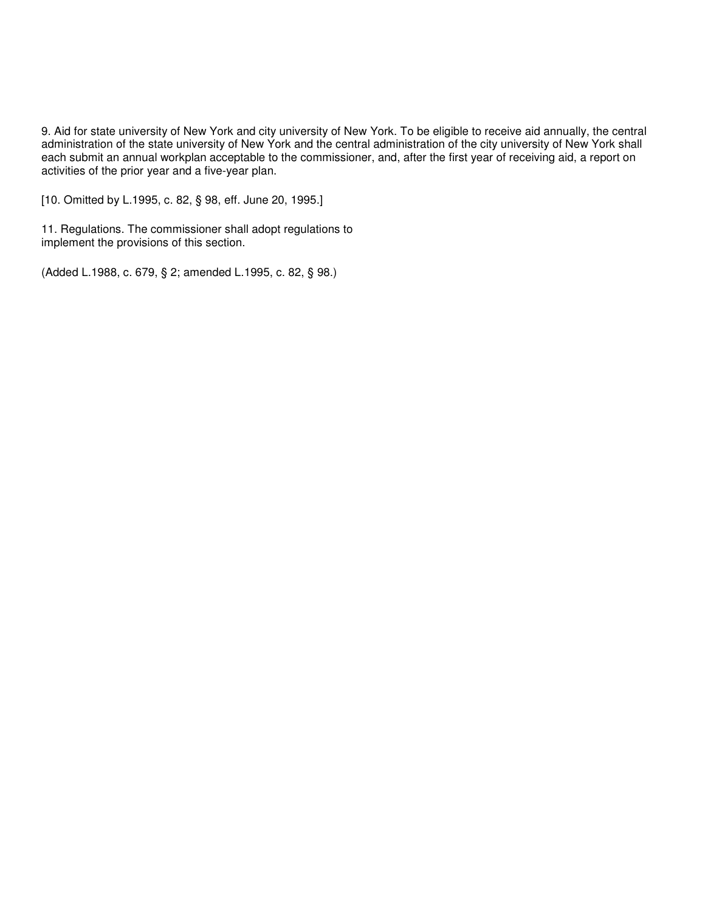9. Aid for state university of New York and city university of New York. To be eligible to receive aid annually, the central administration of the state university of New York and the central administration of the city university of New York shall each submit an annual workplan acceptable to the commissioner, and, after the first year of receiving aid, a report on activities of the prior year and a five-year plan.

[10. Omitted by L.1995, c. 82, § 98, eff. June 20, 1995.]

11. Regulations. The commissioner shall adopt regulations to implement the provisions of this section.

(Added L.1988, c. 679, § 2; amended L.1995, c. 82, § 98.)